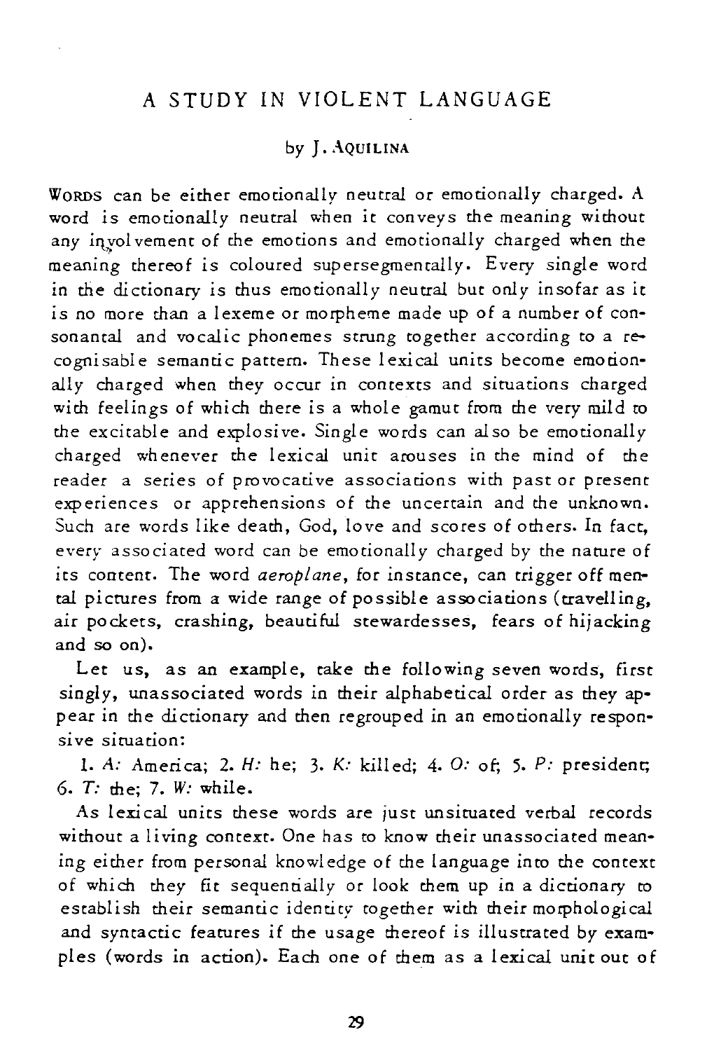# A STUDY IN VIOLENT LANGUAGE

by J. AQUILINA

WORDS can be either emotionally neutral or emotionally charged. A word is emotionally neutral when it conveys the meaning without any involvement of the emotions and emotionally charged when the meaning thereof is coloured supersegmentally. Every single word in the dictionary is thus emotionally neutral but only insofar as it is no more than a lexeme or morpheme made up of a number of consonantal and vocalic phonemes strung together according to a recognisable semantic pattern. These lexical units become emotionally charged when they occur in contexts and situations charged with feelings of which there is a whole gamut from the very mild to the excitable and explosive. Single words can also be emotionally charged whenever the lexical unit arouses in the mind of the reader a series of provocative associations with past or present experiences or apprehensions of the uncertain and the unknown. Such are words like death, God, love and scores of others. In fact, every associated word can be emotionally charged by the nature of its content. The word *aeroplane*, for instance, can trigger off mental pictures from a wide range of possible associations (travelling, air pockets, crashing, beautiful stewardesses, fears of hijacking and so on).

Let us, as an example, take the following seven words, first singly, unassociated words in their alphabetical order as they appear in the dictionary and then regrouped in an emotionally responsive situation:

1. *A:* America; 2. *H:* he; 3. *K:* killed; 4. *O:* of; 5. *P:* president; 6. *T:* the; 7. *W:* while.

As lexical units these words are just unsituated verbal records without a living context. One has to know their unassociated meaning either from personal knowledge of the language into the context of which they fit sequentially or look them up in a dictionary to establish their semantic identity together with their morphological and syntactic features if the usage thereof is illustrated by examples (words in action). Each one of them as a lexical unit out of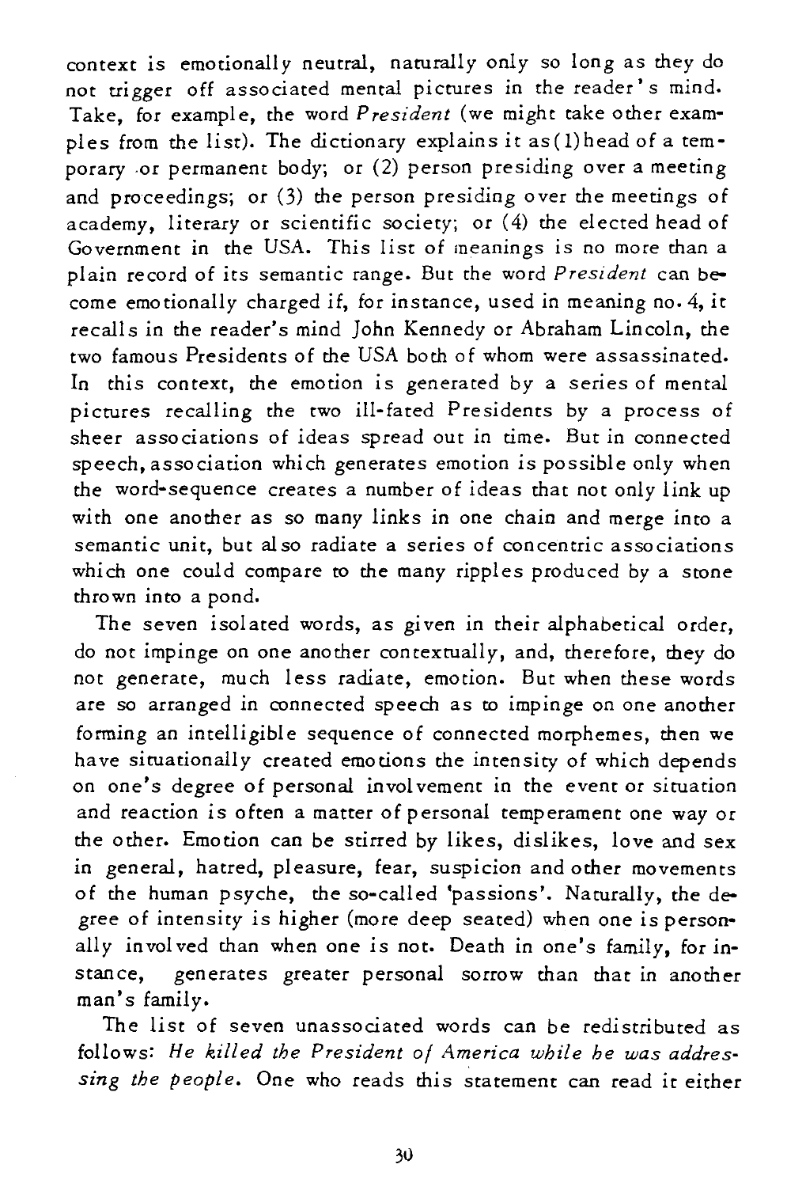context is emotionally neutral, naturally only so long as they do not trigger off associated mental pictures in the reader's mind. Take, for example, the word *President* (we might take other examples from the list). The dictionary explains it as (1) head of a temporary or permanent body; or (2) person presiding over a meeting and proceedings; or (3) the person presiding over the meetings of academy, literary or scientific society; or (4) the elected head of Government in the USA. This list of meanings is no more than a plain record of its semantic range. But the word *President* can become emotionally charged if, for instance, used in meaning no. 4, it recalls in the reader's mind John Kennedy or Abraham Lincoln, the two famous Presidents of the USA both of whom were assassinated. In this context, the emotion is generated by a series of mental pictures recalling the two ill-fated Presidents by a process of sheer associations of ideas spread out in time. But in connected speech, association which generates emotion is possible only when the word-sequence creates a number of ideas that not only link up with one another as so many links in one chain and merge into a semantic unit, but also radiate a series of concentric associations which one could compare to the many ripples produced by a stone thrown into a pond.

The seven isolated words, as given in their alphabetical order, do not impinge on one another contextually, and, therefore, they do not generate, much less radiate, emotion. But when these words are so arranged in connected speech as to impinge on one another forming an intelligible sequence of connected morphemes, then we have situationally created emotions the intensity of which depends on one's degree of personal involvement in the event or situation and reaction is often a matter of personal temperament one way or the other. Emotion can be stirred by likes, dislikes, love and sex in general, hatred, pleasure, fear, suspicion and other movements of the human psyche, the so-called 'passions'. Naturally, the degree of intensity is higher (more deep seated) when one is personally involved than when one is not. Death in one's family, for instance, generates greater personal sorrow than that in another man's family.

The list of seven unassociated words can be redistributed as follows: *He killed the President of America while he was addressing the people*. One who reads this statement can read it either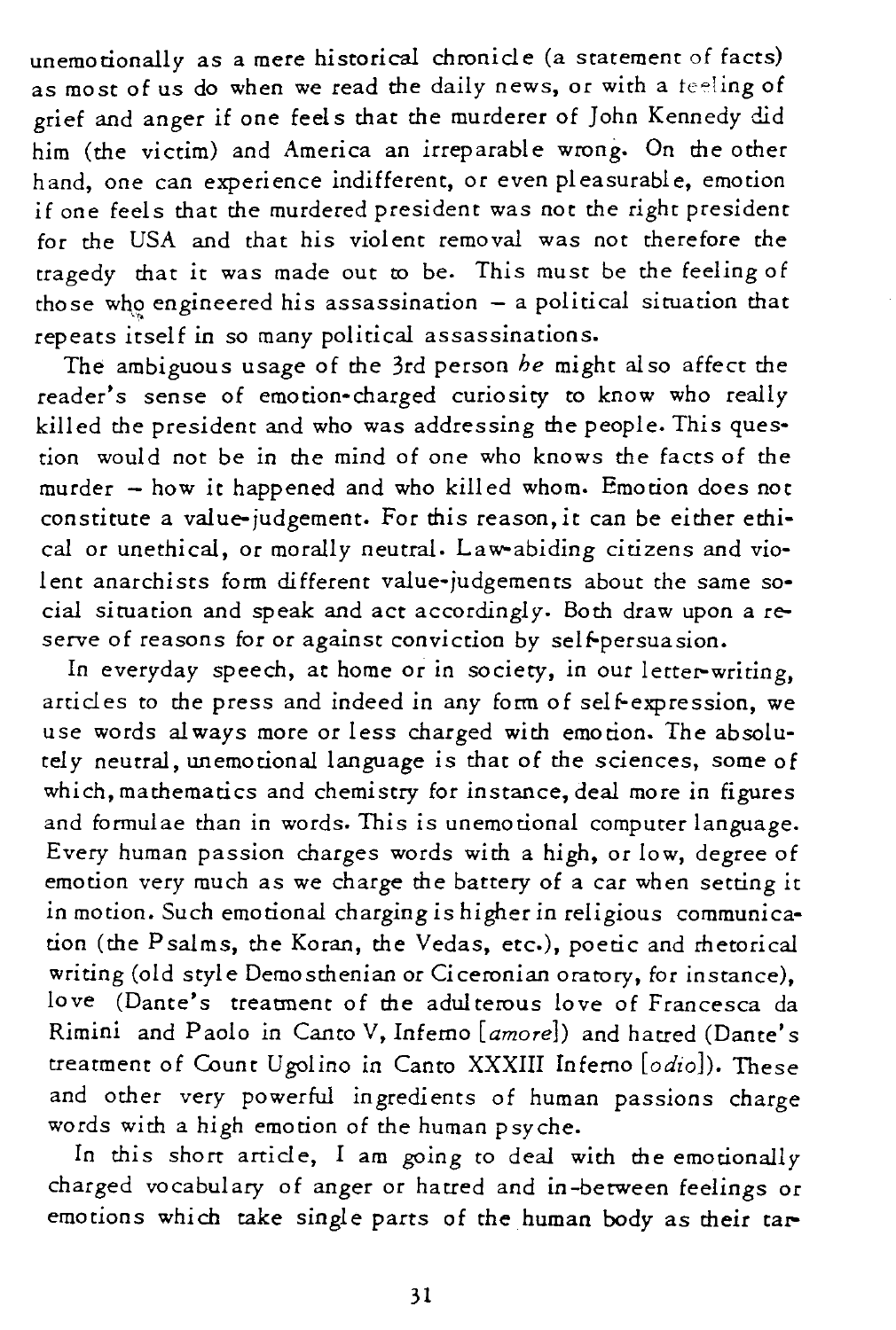unemotionally as a mere historical chronicle (a statement of facts) as most of us do when we read the daily news, or with a feeling of grief and anger if one feels that the murderer of John Kennedy did him (the victim) and America an irreparable wrong. On the other hand, one can experience indifferent, or even pleasurable, emotion if one feels that the murdered president was not the right president for the USA and that his violent removal was not therefore the tragedy that it was made out to be. This must be the feeling of those who engineered his assassination – a political situation that repeats itself in so many political assassinations.

The ambiguous usage of the 3rd person *he* might also affect the reader's sense of emotion-charged curiosity to know who really killed the president and who was addressing the people. This question would not be in the mind of one who knows the facts of the murder – how it happened and who killed whom. Emotion does not constitute a value-judgement. For this reason, it can be either ethical or unethical, or morally neutral. Law-abiding citizens and violent anarchists form different value-judgements about the same social situation and speak and act accordingly. Both draw upon a reserve of reasons for or against conviction by self-persuasion.

In everyday speech, at home or in society, in our letter-writing, articles to the press and indeed in any form of self-expression, we use words always more or less charged with emotion. The absolutely neutral, unemotional language is that of the sciences, some of which, mathematics and chemistry for instance, deal more in figures and formulae than in words. This is unemotional computer language. Every human passion charges words with a high, or low, degree of emotion very much as we charge the battery of a car when setting it in motion. Such emotional charging is higher in religious communication (the Psalms, the Koran, the Vedas, etc.), poetic and rhetorical writing (old style Demosthenian or Ciceronian oratory, for instance), love (Dante's treatment of the adulterous love of Francesca da Rimini and Paolo in Canto V, Inferno [*amore*]) and hatred (Dante's treatment of Count Ugolino in Canto XXXIII Inferno [*odio*]). These and other very powerful ingredients of human passions charge words with a high emotion of the human psyche.

In this short article, I am going to deal with the emotionally charged vocabulary of anger or hatred and in-between feelings or emotions which take single parts of the human body as their tar-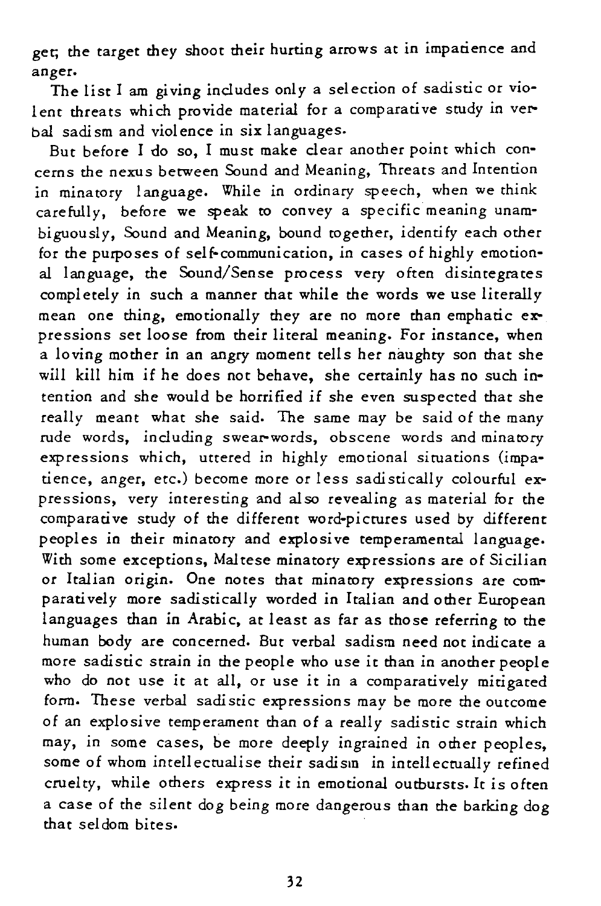get; the target they shoot their hurting arrows at in impatience and anger.

The list I am giving includes only a selection of sadistic or violent threats which provide material for a comparative study in verbal sadism and violence in six languages.

But before I do so, I must make clear another point which concerns the nexus between Sound and Meaning, Threats and Intention in minatory language. While in ordinary speech, when we think carefully, before we speak to convey a specific meaning unambiguously, Sound and Meaning, bound together, identify each other for the purposes of self-communication, in cases of highly emotional language, the Sound/Sense process very often disintegrates completely in such a manner that while the words we use literally mean one thing, emotionally they are no more than emphatic expressions set loose from their literal meaning. For instance, when a loving mother in an angry moment tells her naughty son that she will kill him if he does not behave, she certainly has no such intention and she would be horrified if she even suspected that she really meant what she said. The same may be said of the many rude words, including swear-words, obscene words and minatory expressions which, uttered in highly emotional situations (impatience, anger, etc.) become more or less sadistically colourful expressions, very interesting and also revealing as material for the comparative study of the different word-pictures used by different peoples in their minatory and explosive temperamental language. With some exceptions, Maltese minatory expressions are of Sicilian or Italian origin. One notes that minatory expressions are comparatively more sadistically worded in Italian and other European languages than in Arabic, at least as far as those referring to the human body are concerned. But verbal sadism need not indicate a more sadistic strain in the people who use it than in another people who do not use it at all, or use it in a comparatively mitigated form. These verbal sadistic expressions may be more the outcome of an explosive temperament than of a really sadistic strain which may, in some cases, be more deeply ingrained in other peoples, some of whom intellectualise their sadism in intellectually refined cruelty, while others express it in emotional outbursts. It is often a case of the silent dog being more dangerous than the barking dog that seldom bites.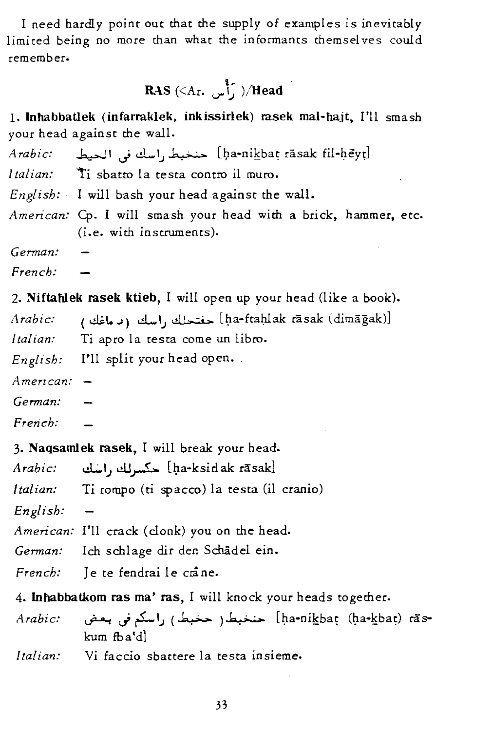I need hardly point out that the supply of examples is inevitably limited being no more than what the informants themselves could remember.

## RAS (<Ar. رَأْس )/Head

1. **Inħabbatlek (infarraklek, inkissirlek) rasek mal-ħajt,** I'll smash your head against the wall.

*Arabic:* حنخبط راسك فى الحيط [ḥa-nikbaṭ rāsak fil-ḥēyṭ]

*Italian:* Ti sbatto la testa contro il muro.

*English:* I will bash your head against the wall.

*American:* Cp. I will smash your head with a brick, hammer, etc. (i.e. with instruments).

*German:* –

*French:* –

2. **Niftaħlek rasek ktieb,** I will open up your head (like a book).

*Arabic:* حفتحلك راسك (دماغك) [ḥa-ftaḥlak rāsak (dimāġak)]

*Italian:* Ti apro la testa come un libro.

*English:* I'll split your head open.

*American:* –

*German:* –

*French:* –

3. **Naqsamlek rasek,** I will break your head.

*Arabic:* حكسرلك راسك [ḥa-ksirlak rāsak]

*Italian:* Ti rompo (ti spacco) la testa (il cranio)

*English:* –

*American:* I'll crack (clonk) you on the head.

*German:* Ich schlage dir den Schädel ein.

*French:* Je te fendrai le crâne.

4. **Inħabbatkom ras ma' ras,** I will knock your heads together.

*Arabic:* حنخبط (حخبط) راسكم فى بعض [ḥa-nikbaṭ (ḥa-kbaṭ) rās-kum fba'd]

*Italian:* Vi faccio sbattere la testa insieme.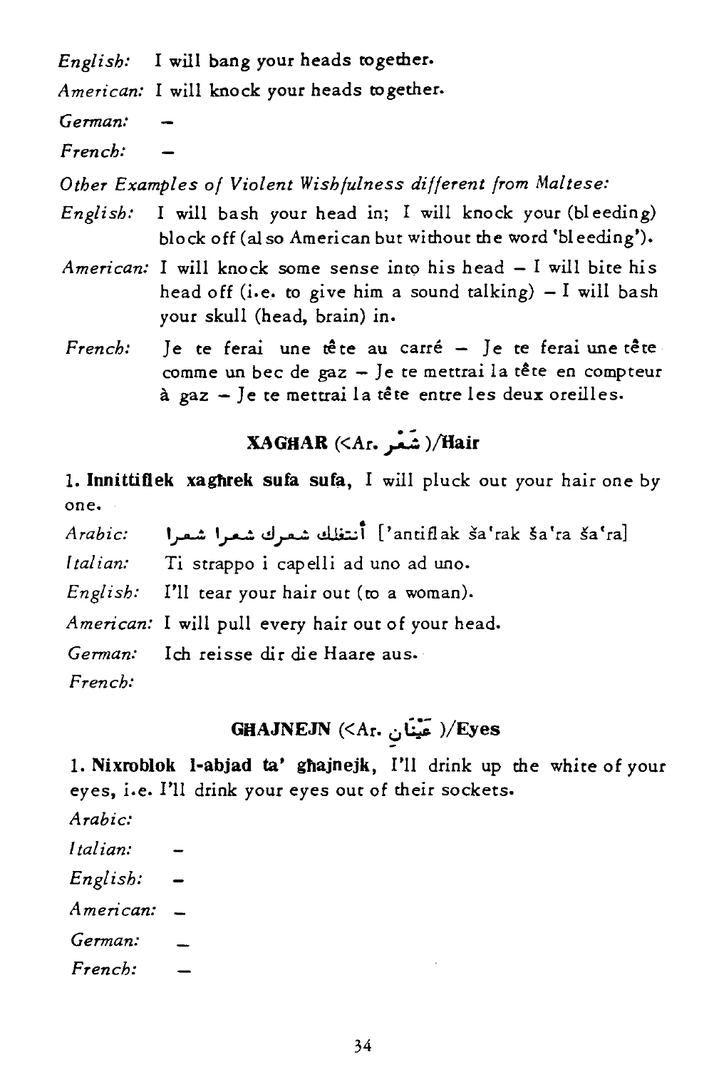*English:* I will bang your heads together.

*American:* I will knock your heads together.

*German:* –

*French:* –

*Other Examples of Violent Wishfulness different from Maltese:*

*English:* I will bash your head in; I will knock your (bleeding) block off (also American but without the word 'bleeding').

*American:* I will knock some sense into his head – I will bite his head off (i.e. to give him a sound talking) – I will bash your skull (head, brain) in.

*French:* Je te ferai une tête au carré – Je te ferai une tête comme un bec de gaz – Je te mettrai la tête en compteur à gaz – Je te mettrai la tête entre les deux oreilles.

## XAGĦAR (<Ar. شعر)/Hair

1. **Innittiflek xagħrek sufa sufa,** I will pluck out your hair one by one.

*Arabic:* أنتفلك شعرك شعرا شعرا ['antiflak ša'rak ša'ra ša'ra]

*Italian:* Ti strappo i capelli ad uno ad uno.

*English:* I'll tear your hair out (to a woman).

*American:* I will pull every hair out of your head.

*German:* Ich reisse dir die Haare aus.

*French:*

## GĦAJNEJN (<Ar. عينان)/Eyes

1. **Nixroblok l-abjad ta' għajnejk,** I'll drink up the white of your eyes, i.e. I'll drink your eyes out of their sockets.

*Arabic:*

*Italian:* –

*English:* –

*American:* –

*German:* –

*French:* –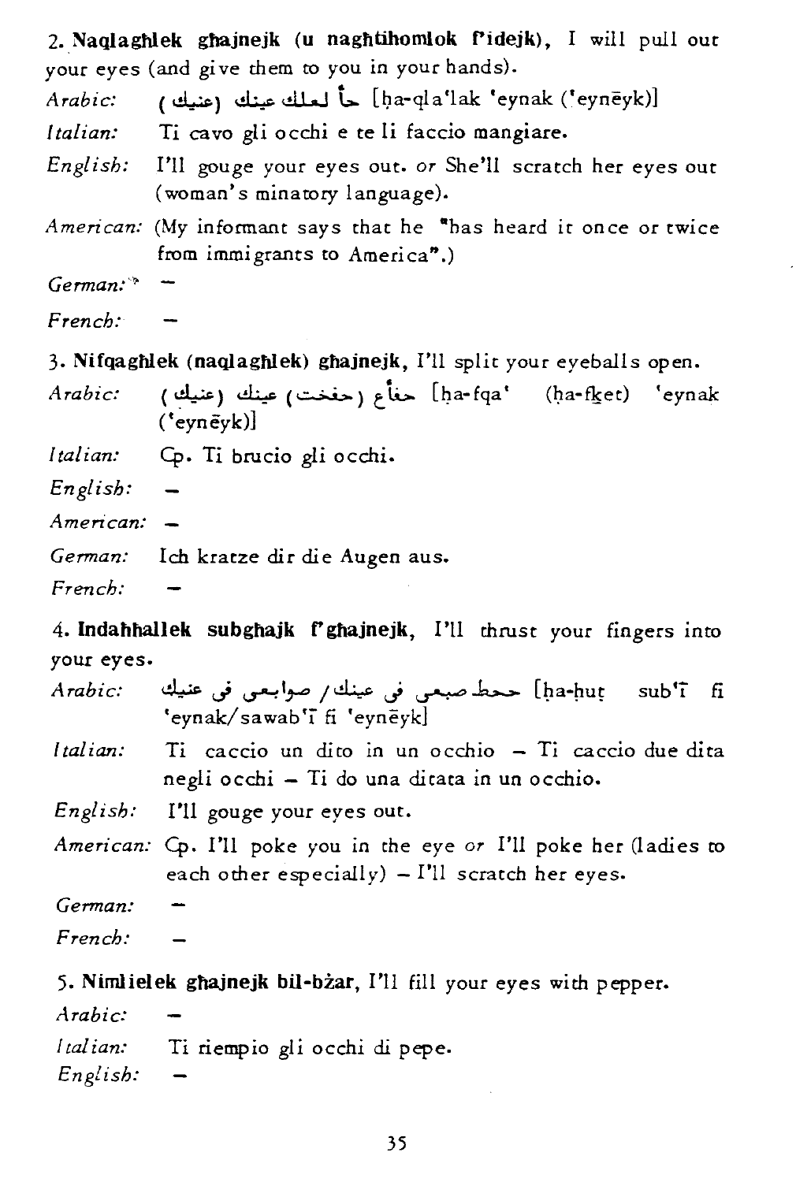2. **Naqlaghlek għajnejk (u naghtihomlok f'idejk)**, I will pull out your eyes (and give them to you in your hands).

*Arabic:* حاً لعلك عينك (عنيك) [ḥa-qla'lak 'eynak ('eynēyk)]

*Italian:* Ti cavo gli occhi e te li faccio mangiare.

*English:* I'll gouge your eyes out. *or* She'll scratch her eyes out (woman's minatory language).

*American:* (My informant says that he "has heard it once or twice from immigrants to America".)

*German:* –

*French:* –

3. **Nifqagħlek (naqlagħlek) għajnejk**, I'll split your eyeballs open.

*Arabic:* حفأع (حفخت) عينك (عنيك) [ḥa-fqa' (ḥa-fket) 'eynak ('eynēyk)]

*Italian:* Cp. Ti brucio gli occhi.

*English:* –

*American:* –

*German:* Ich kratze dir die Augen aus.

*French:* –

4. **Indaħħallek subgħajk f'għajnejk**, I'll thrust your fingers into your eyes.

*Arabic:* ححط صبعى فى عينك / صوابعى فى عنيك [ḥa-ḥuṭ sub'ī fi 'eynak/sawab'ī fi 'eynēyk]

*Italian:* Ti caccio un dito in un occhio – Ti caccio due dita negli occhi – Ti do una ditata in un occhio.

*English:* I'll gouge your eyes out.

*American:* Cp. I'll poke you in the eye *or* I'll poke her (ladies to each other especially) – I'll scratch her eyes.

*German:* –

*French:* –

5. **Nimlielek għajnejk bil-bżar**, I'll fill your eyes with pepper.

*Arabic:* –

*Italian:* Ti riempio gli occhi di pepe.

*English:* –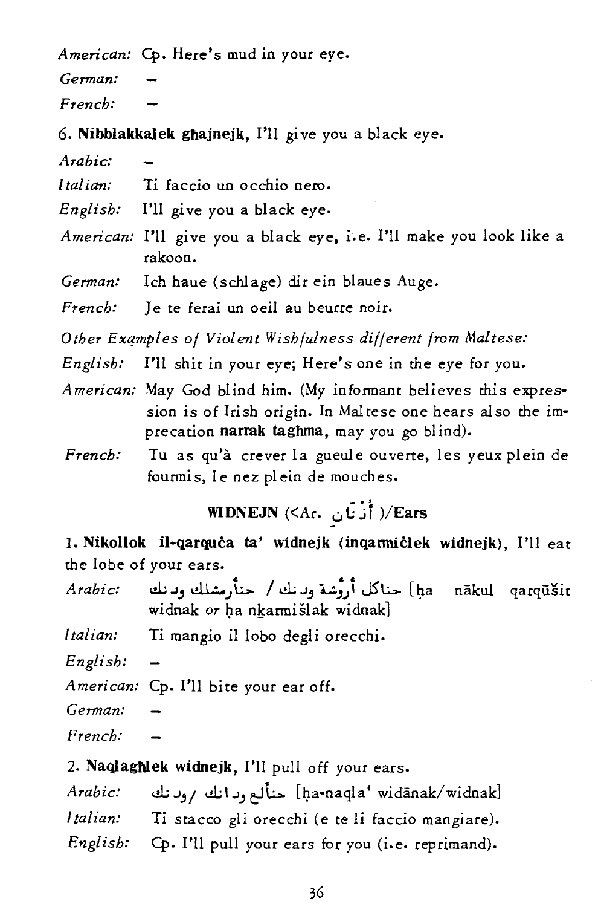*American:* Cp. Here's mud in your eye.

*German:* –

*French:* –

6. **Nibblakkalek għajnejk**, I'll give you a black eye.

*Arabic:* –

*Italian:* Ti faccio un occhio nero.

*English:* I'll give you a black eye.

*American:* I'll give you a black eye, i.e. I'll make you look like a rakoon.

*German:* Ich haue (schlage) dir ein blaues Auge.

*French:* Je te ferai un oeil au beurre noir.

*Other Examples of Violent Wishfulness different from Maltese:*

*English:* I'll shit in your eye; Here's one in the eye for you.

*American:* May God blind him. (My informant believes this expression is of Irish origin. In Maltese one hears also the imprecation **narrak tagħma**, may you go blind).

*French:* Tu as qu'à crever la gueule ouverte, les yeux plein de fourmis, le nez plein de mouches.

## WIDNEJN (<Ar. أُذُنان)/Ears

1. **Nikollok il-qarquċa ta' widnejk (inqarmiċlek widnejk)**, I'll eat the lobe of your ears.

*Arabic:* حناكل أرْوشة ودنك / حنأرمشلك ودنك [ḥa nākul qarqūšit widnak *or* ḥa nkarmišlak widnak]

*Italian:* Ti mangio il lobo degli orecchi.

*English:* –

*American:* Cp. I'll bite your ear off.

*German:* –

*French:* –

2. **Naqlagħlek widnejk**, I'll pull off your ears.

*Arabic:* حنأْلع ودانك/ ودنك [ḥa-naqla' widānak/widnak]

*Italian:* Ti stacco gli orecchi (e te li faccio mangiare).

*English:* Cp. I'll pull your ears for you (i.e. reprimand).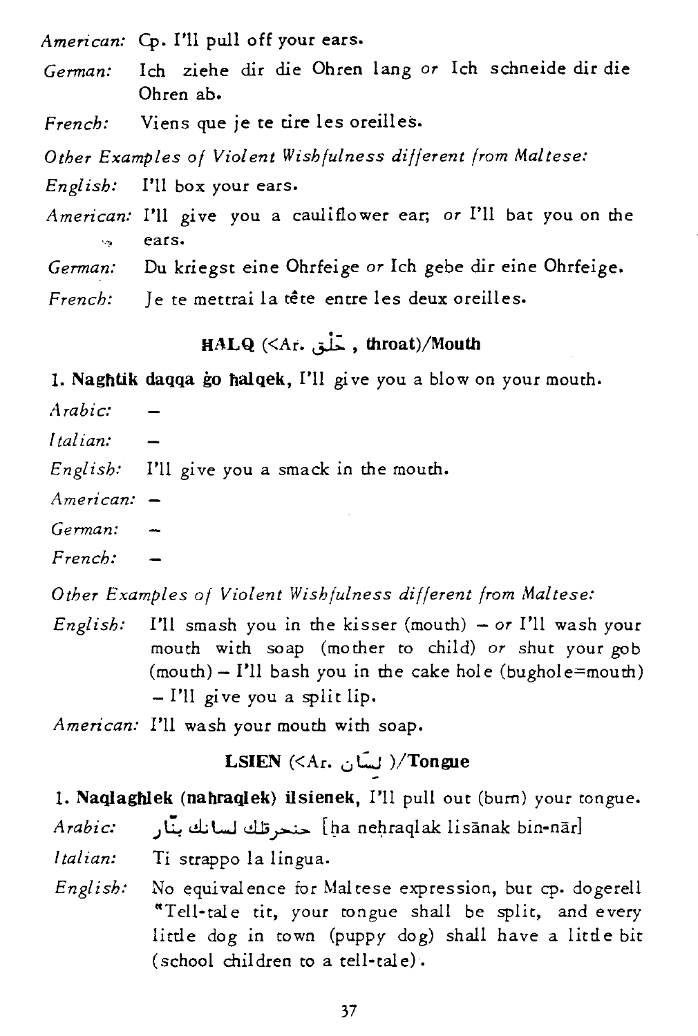*American:* Cp. I'll pull off your ears.

*German:* Ich ziehe dir die Ohren lang *or* Ich schneide dir die Ohren ab.

*French:* Viens que je te tire les oreilles.

*Other Examples of Violent Wishfulness different from Maltese:*

*English:* I'll box your ears.

*American:* I'll give you a cauliflower ear; *or* I'll bat you on the ears.

*German:* Du kriegst eine Ohrfeige *or* Ich gebe dir eine Ohrfeige.

*French:* Je te mettrai la tête entre les deux oreilles.

### HALQ (<Ar. حَلْق , throat)/Mouth

1. **Nagħtik daqqa ġo ħalqek,** I'll give you a blow on your mouth.

*Arabic:* –

*Italian:* –

*English:* I'll give you a smack in the mouth.

*American:* –

*German:* –

*French:* –

*Other Examples of Violent Wishfulness different from Maltese:*

*English:* I'll smash you in the kisser (mouth) – *or* I'll wash your mouth with soap (mother to child) *or* shut your gob (mouth) – I'll bash you in the cake hole (bughole=mouth) – I'll give you a split lip.

*American:* I'll wash your mouth with soap.

### LSIEN (<Ar. لِسَان )/Tongue

1. **Naqlagħlek (naħraqlek) ilsienek,** I'll pull out (burn) your tongue.

*Arabic:* حنحرقلك لسانك بنار [ḥa neḥraqlak lisānak bin-nār]

*Italian:* Ti strappo la lingua.

*English:* No equivalence for Maltese expression, but cp. dogerell "Tell-tale tit, your tongue shall be split, and every little dog in town (puppy dog) shall have a little bit (school children to a tell-tale).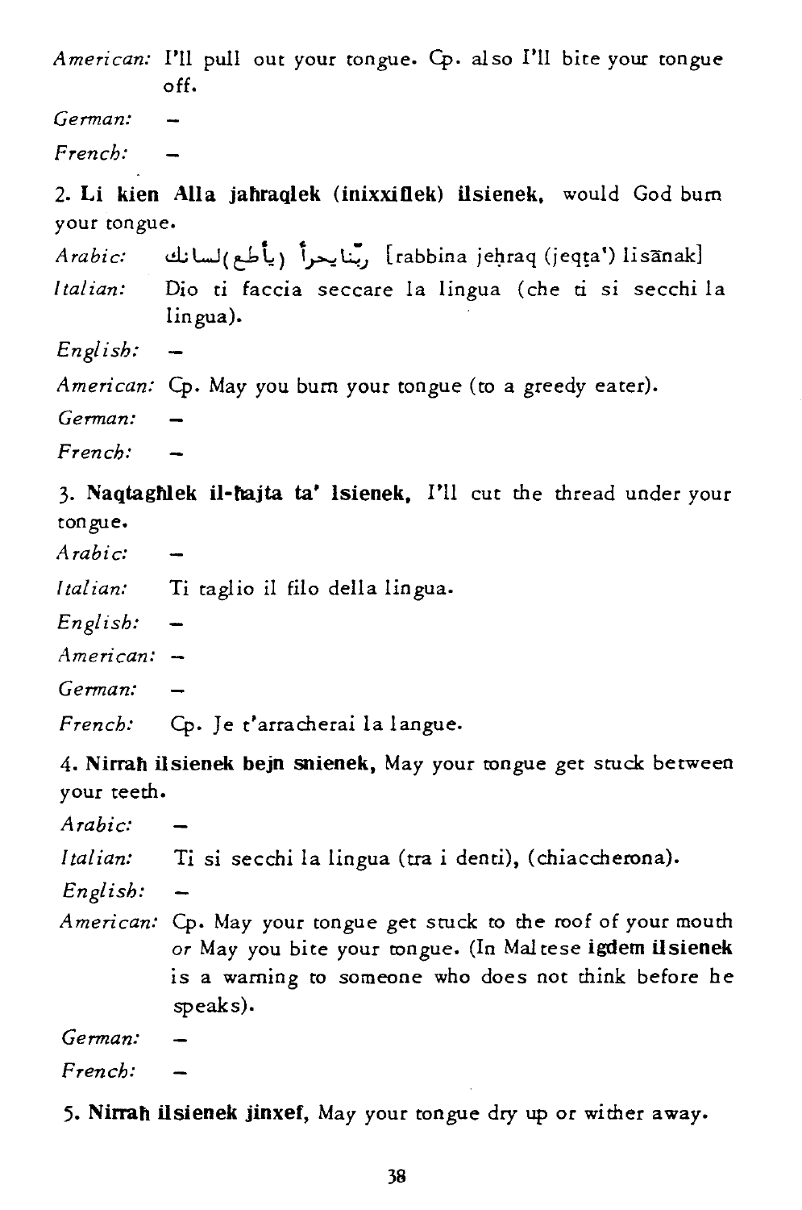*American:* I'll pull out your tongue. Cp. also I'll bite your tongue off.

*German:* –

*French:* –

2. **Li kien Alla jaħraqlek (inixxiflek) ilsienek,** would God burn your tongue.

*Arabic:* ربّنا يحرأ (يأطع) لسانك [rabbina jeḥraq (jeqṭa') lisānak]

*Italian:* Dio ti faccia seccare la lingua (che ti si secchi la lingua).

*English:* –

*American:* Cp. May you burn your tongue (to a greedy eater).

*German:* –

*French:* –

3. **Naqtagħlek il-ħajta ta' lsienek,** I'll cut the thread under your tongue.

*Arabic:* –

*Italian:* Ti taglio il filo della lingua.

*English:* –

*American:* –

*German:* –

*French:* Cp. Je t'arracherai la langue.

4. **Nirraħ ilsienek bejn snienek,** May your tongue get stuck between your teeth.

*Arabic:* –

*Italian:* Ti si secchi la lingua (tra i denti), (chiaccherona).

*English:* –

*American:* Cp. May your tongue get stuck to the roof of your mouth *or* May you bite your tongue. (In Maltese **igdem ilsienek** is a warning to someone who does not think before he speaks).

*German:* –

*French:* –

5. **Nirraħ ilsienek jinxef,** May your tongue dry up or wither away.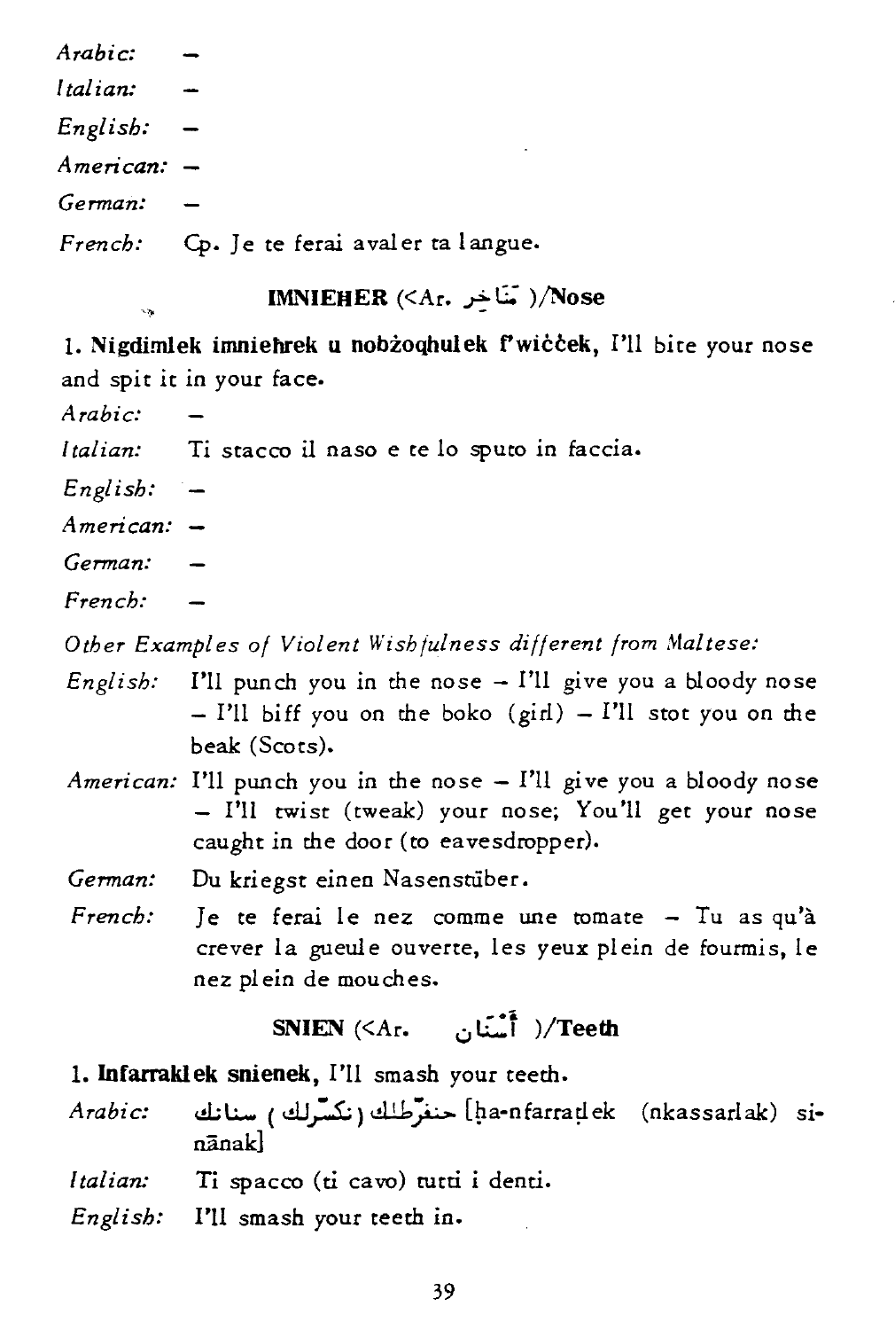*Arabic:* –

*Italian:* –

*English:* –

*American:* –

*German:* –

*French:* Cp. Je te ferai avaler ta langue.

### IMNIEHER (<Ar. مَنَاخِر )/Nose

1. **Nigdimlek imniehrek u nobżoqhulek f'wiċċek,** I'll bite your nose and spit it in your face.

*Arabic:* –

*Italian:* Ti stacco il naso e te lo sputo in faccia.

*English:* –

*American:* –

*German:* –

*French:* –

*Other Examples of Violent Wishfulness different from Maltese:*

*English:* I'll punch you in the nose – I'll give you a bloody nose – I'll biff you on the boko (girl) – I'll stot you on the beak (Scots).

*American:* I'll punch you in the nose – I'll give you a bloody nose – I'll twist (tweak) your nose; You'll get your nose caught in the door (to eavesdropper).

*German:* Du kriegst einen Nasenstüber.

*French:* Je te ferai le nez comme une tomate – Tu as qu'à crever la gueule ouverte, les yeux plein de fourmis, le nez plein de mouches.

### SNIEN (<Ar. أَسْنَان )/Teeth

1. **Infarraklek snienek,** I'll smash your teeth.

*Arabic:* حنفرّطلك (نكسّرلك) سنانك [ḥa-nfarraḍlek (nkassarlak) sinānak]

*Italian:* Ti spacco (ti cavo) tutti i denti.

*English:* I'll smash your teeth in.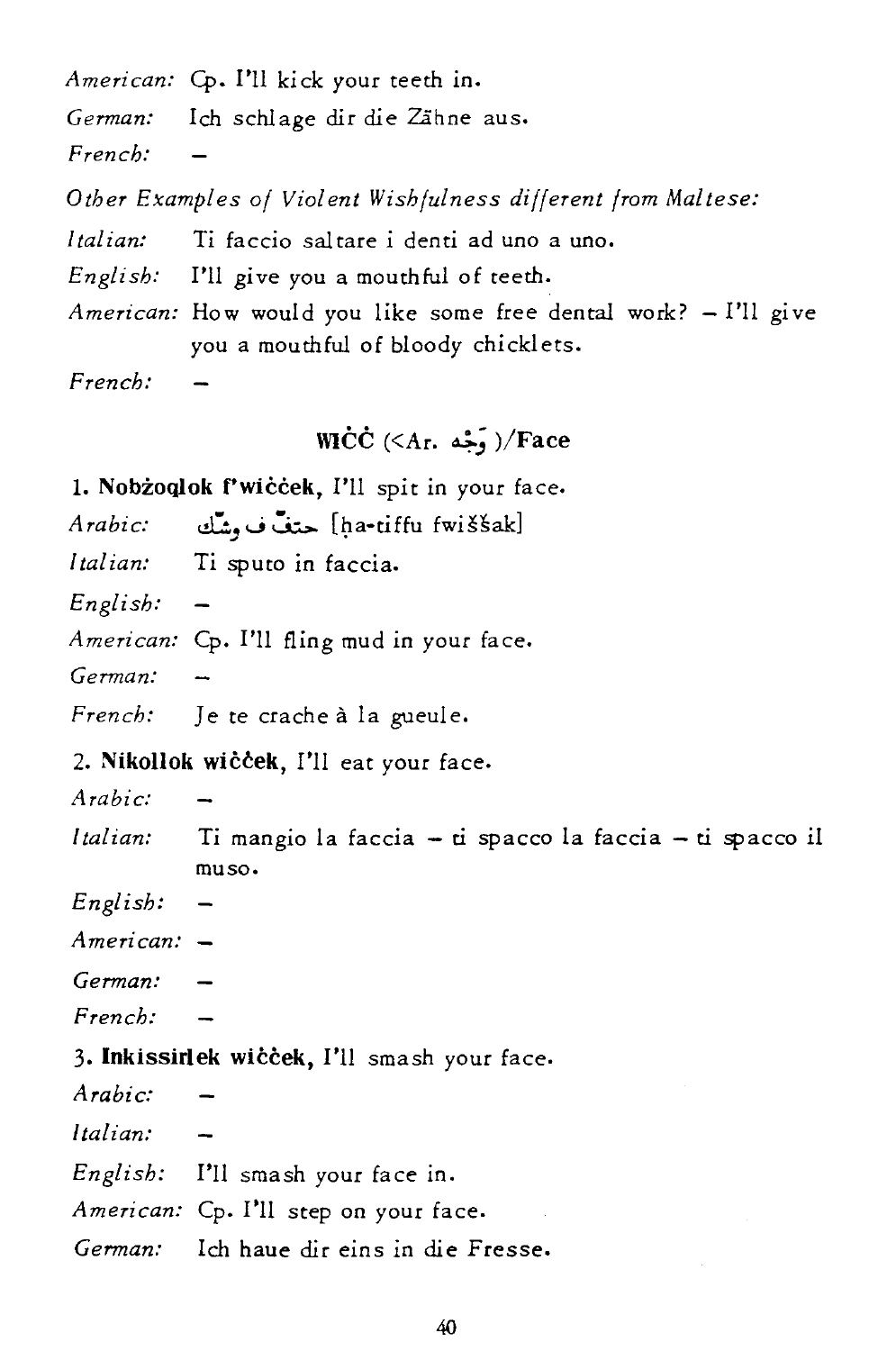*American:* Cp. I'll kick your teeth in.

*German:* Ich schlage dir die Zähne aus.

*French:* –

*Other Examples of Violent Wishfulness different from Maltese:*

*Italian:* Ti faccio saltare i denti ad uno a uno.

*English:* I'll give you a mouthful of teeth.

*American:* How would you like some free dental work? – I'll give you a mouthful of bloody chicklets.

*French:* –

## WIĊĊ (<Ar. وَجْه )/Face

1. **Nobżoqlok f'wiċċek,** I'll spit in your face.

*Arabic:* حتّف في وشّك [ḥa-tiffu fwiššak]

*Italian:* Ti sputo in faccia.

*English:* –

*American:* Cp. I'll fling mud in your face.

*German:* –

*French:* Je te crache à la gueule.

2. **Nikollok wiċċek,** I'll eat your face.

*Arabic:* –

*Italian:* Ti mangio la faccia – ti spacco la faccia – ti spacco il muso.

*English:* –

*American:* –

*German:* –

*French:* –

3. **Inkissirlek wiċċek,** I'll smash your face.

*Arabic:* –

*Italian:* –

*English:* I'll smash your face in.

*American:* Cp. I'll step on your face.

*German:* Ich haue dir eins in die Fresse.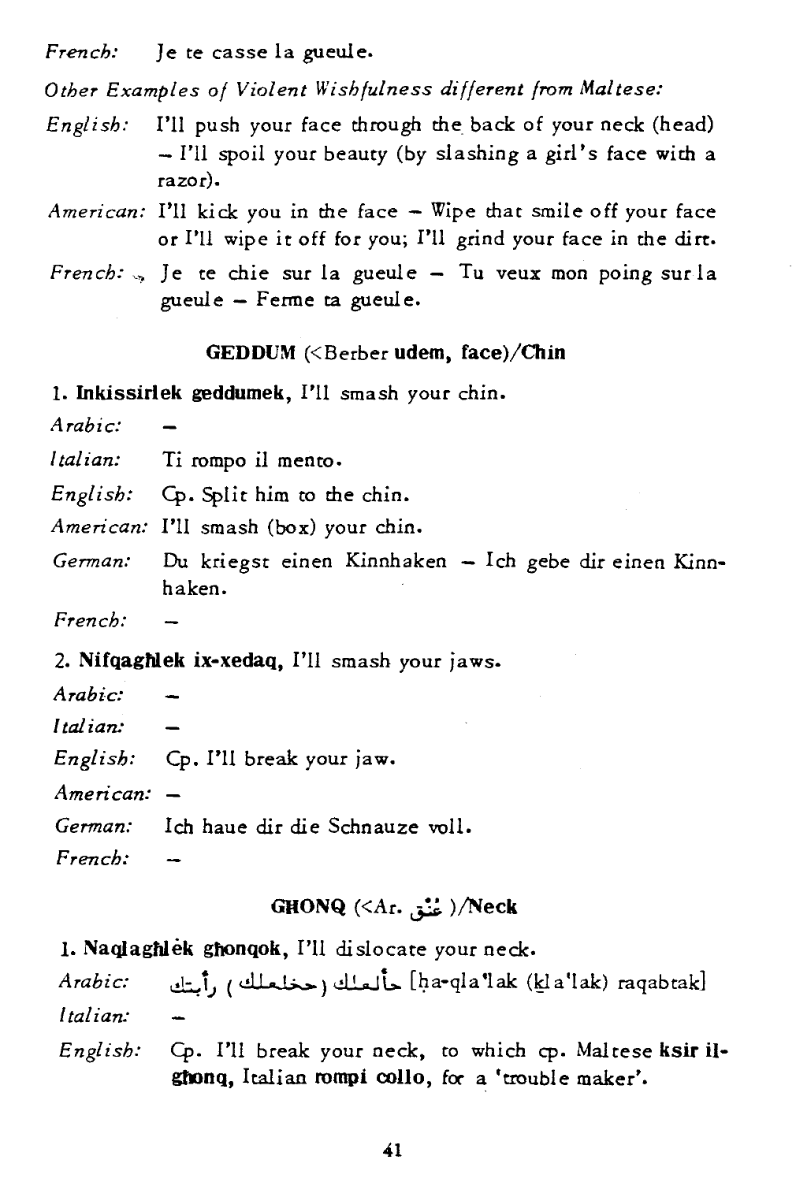*French:* Je te casse la gueule.

*Other Examples of Violent Wishfulness different from Maltese:*

*English:* I'll push your face through the back of your neck (head) – I'll spoil your beauty (by slashing a girl's face with a razor).

*American:* I'll kick you in the face – Wipe that smile off your face or I'll wipe it off for you; I'll grind your face in the dirt.

*French:* Je te chie sur la gueule – Tu veux mon poing sur la gueule – Ferme ta gueule.

### GEDDUM (<Berber **udem, face**)/Chin

1. **Inkissirlek geddumek**, I'll smash your chin.

*Arabic:* –

*Italian:* Ti rompo il mento.

*English:* Cp. Split him to the chin.

*American:* I'll smash (box) your chin.

*German:* Du kriegst einen Kinnhaken – Ich gebe dir einen Kinnhaken.

*French:* –

2. **Nifqagħlek ix-xedaq,** I'll smash your jaws.

*Arabic:* –

*Italian:* –

*English:* Cp. I'll break your jaw.

*American:* –

*German:* Ich haue dir die Schnauze voll.

*French:* –

### GHONQ (<Ar. عُنق )/Neck

1. **Naqlagħlek għonqok,** I'll dislocate your neck.

*Arabic:* حاقلعلك (خلعلك) رأبتك [ḥa-qla'lak (kla'lak) raqabtak]

*Italian:* –

*English:* Cp. I'll break your neck, to which cp. Maltese **ksir il-għonq,** Italian **rompi collo,** for a 'trouble maker'.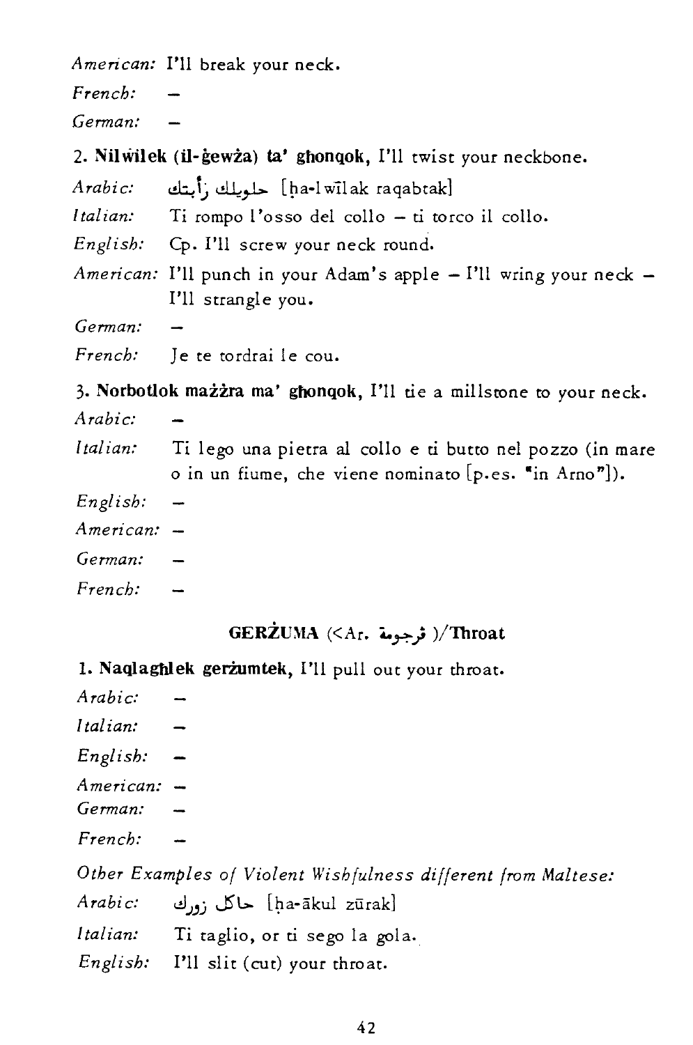*American:* I'll break your neck.

*French:* –

*German:* –

2. **Nilwilek (il-ġewża) ta' għonqok,** I'll twist your neckbone.

*Arabic:* حلويلك رأبتك [ḥa-lwīlak raqabtak]

*Italian:* Ti rompo l'osso del collo – ti torco il collo.

*English:* Cp. I'll screw your neck round.

*American:* I'll punch in your Adam's apple – I'll wring your neck – I'll strangle you.

*German:* –

*French:* Je te tordrai le cou.

3. **Norbotlok mażżra ma' għonqok,** I'll tie a millstone to your neck.

*Arabic:* –

*Italian:* Ti lego una pietra al collo e ti butto nel pozzo (in mare o in un fiume, che viene nominato [p.es. "in Arno"]).

*English:* –

*American:* –

*German:* –

*French:* –

### GERŻUMA (<Ar. زرجومة )/Throat

1. **Naqlagħlek gerżumtek,** I'll pull out your throat.

*Arabic:* –

*Italian:* –

*English:* –

*American:* –

*German:* –

*French:* –

*Other Examples of Violent Wishfulness different from Maltese:*

*Arabic:* حاكل زورك [ḥa-ākul zūrak]

*Italian:* Ti taglio, or ti sego la gola.

*English:* I'll slit (cut) your throat.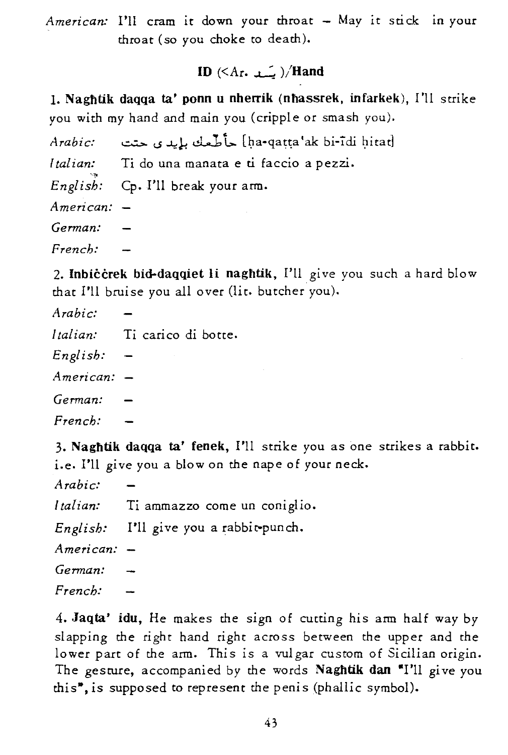*American:* I'll cram it down your throat – May it stick in your throat (so you choke to death).

## ID (<Ar. يد)/Hand

1. **Naghtik daqqa ta' ponn u nherrik (nhassrek, infarkek)**, I'll strike you with my hand and main you (cripple or smash you).

*Arabic:* حاقطعك بإيدى حتت [ḥa-qaṭṭa'ak bi-īdi ḥitat]

*Italian:* Ti do una manata e ti faccio a pezzi.

*English:* Cp. I'll break your arm.

*American:* –

*German:* –

*French:* –

2. **Inbiċċrek bid-daqqiet li naghtik**, I'll give you such a hard blow that I'll bruise you all over (lit. butcher you).

*Arabic:* –

*Italian:* Ti carico di botte.

*English:* –

*American:* –

*German:* –

*French:* –

3. **Naghtik daqqa ta' fenek**, I'll strike you as one strikes a rabbit. i.e. I'll give you a blow on the nape of your neck.

*Arabic:* –

*Italian:* Ti ammazzo come un coniglio.

*English:* I'll give you a rabbit-punch.

*American:* –

*German:* –

*French:* –

4. **Jaqta' idu**, He makes the sign of cutting his arm half way by slapping the right hand right across between the upper and the lower part of the arm. This is a vulgar custom of Sicilian origin. The gesture, accompanied by the words **Naghtik dan** "I'll give you this", is supposed to represent the penis (phallic symbol).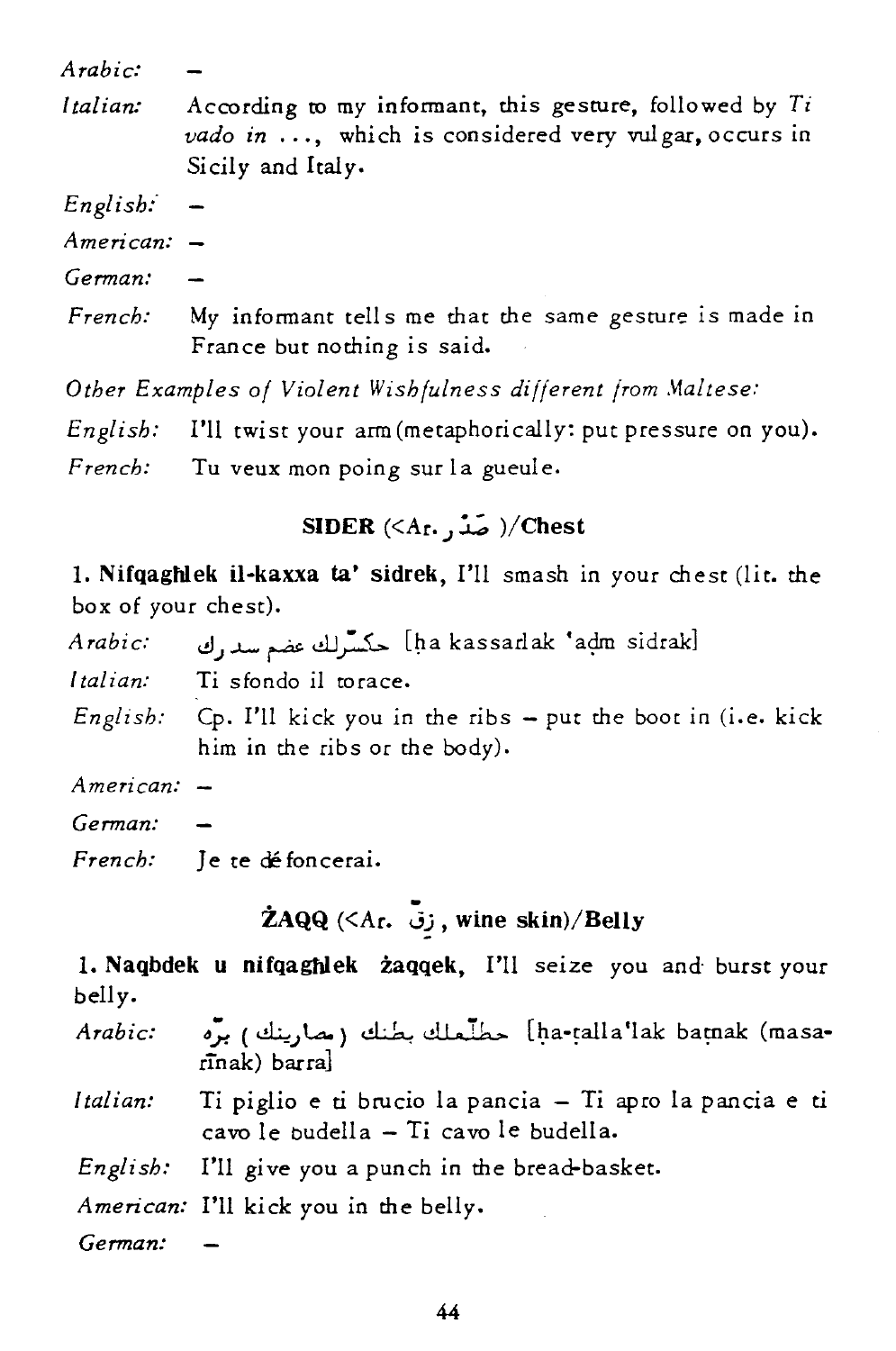*Arabic:* –

*Italian:* According to my informant, this gesture, followed by *Ti vado in ...*, which is considered very vulgar, occurs in Sicily and Italy.

*English:* –

*American:* –

*German:* –

*French:* My informant tells me that the same gesture is made in France but nothing is said.

*Other Examples of Violent Wishfulness different from Maltese:*

*English:* I'll twist your arm (metaphorically: put pressure on you).

*French:* Tu veux mon poing sur la gueule.

### SIDER (<Ar. صدر )/Chest

**1. Nifqagħlek il-kaxxa ta' sidrek**, I'll smash in your chest (lit. the box of your chest).

*Arabic:* حكسّرلك عضم سدرك [ḥa kassarlak 'aḍm sidrak]

*Italian:* Ti sfondo il torace.

*English:* Cp. I'll kick you in the ribs – put the boot in (i.e. kick him in the ribs or the body).

*American:* –

*German:* –

*French:* Je te défoncerai.

### ŻAQQ (<Ar. زق , wine skin)/Belly

**1. Naqbdek u nifqagħlek żaqqek**, I'll seize you and burst your belly.

*Arabic:* حطلّعلك بطنك (مصارينك) برّه [ḥa-ṭalla'lak baṭnak (masarīnak) barra]

*Italian:* Ti piglio e ti brucio la pancia – Ti apro la pancia e ti cavo le budella – Ti cavo le budella.

*English:* I'll give you a punch in the bread-basket.

*American:* I'll kick you in the belly.

*German:* –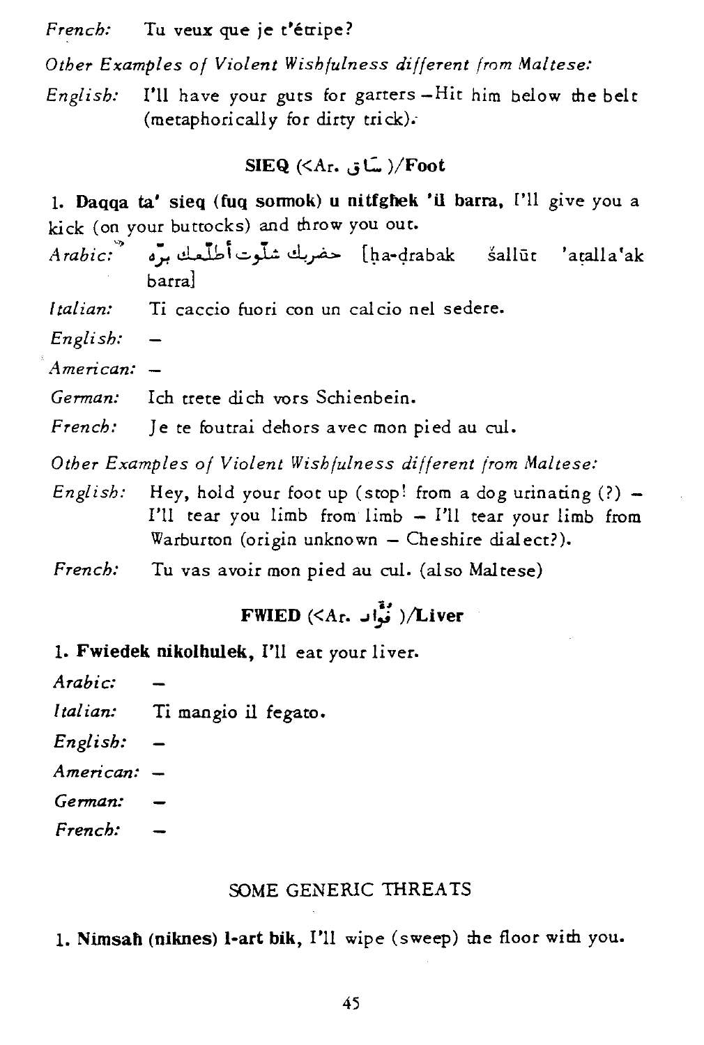*French:* Tu veux que je t'étripe?

*Other Examples of Violent Wishfulness different from Maltese:*

*English:* I'll have your guts for garters – Hit him below the belt (metaphorically for dirty trick).

### SIEQ (<Ar. ساق )/Foot

1. **Daqqa ta' sieq (fuq sormok) u nitfgħek 'il barra,** I'll give you a kick (on your buttocks) and throw you out.

*Arabic:* حضربك شلّوت أطلّعك برّه [ḥa-ḍrabak šallūt 'aṭalla'ak barra]

*Italian:* Ti caccio fuori con un calcio nel sedere.

*English:* –

*American:* –

*German:* Ich trete dich vors Schienbein.

*French:* Je te foutrai dehors avec mon pied au cul.

*Other Examples of Violent Wishfulness different from Maltese:*

*English:* Hey, hold your foot up (stop! from a dog urinating (?) – I'll tear you limb from limb – I'll tear your limb from Warburton (origin unknown – Cheshire dialect?).

*French:* Tu vas avoir mon pied au cul. (also Maltese)

### FWIED (<Ar. فؤاد )/Liver

1. **Fwiedek nikolhulek,** I'll eat your liver.

*Arabic:* –

*Italian:* Ti mangio il fegato.

*English:* –

*American:* –

*German:* –

*French:* –

### SOME GENERIC THREATS

1. **Nimsaħ (niknes) l-art bik,** I'll wipe (sweep) the floor with you.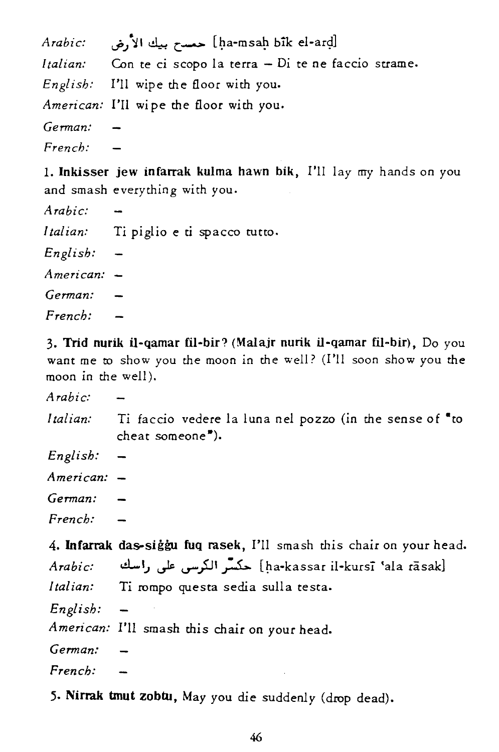*Arabic:* حمسح بيك الأرض [ḥa-msaḥ bīk el-arḍ]

*Italian:* Con te ci scopo la terra – Di te ne faccio strame.

*English:* I'll wipe the floor with you.

*American:* I'll wipe the floor with you.

*German:* –

*French:* –

1. **Inkisser jew infarrak kulma hawn bik**, I'll lay my hands on you and smash everything with you.

*Arabic:* –

*Italian:* Ti piglio e ti spacco tutto.

*English:* –

*American:* –

*German:* –

*French:* –

3. **Trid nurik il-qamar fil-bir?** (**Malajr nurik il-qamar fil-bir**), Do you want me to show you the moon in the well? (I'll soon show you the moon in the well).

*Arabic:* –

*Italian:* Ti faccio vedere la luna nel pozzo (in the sense of "to cheat someone").

*English:* –

*American:* –

*German:* –

*French:* –

4. **Infarrak das-siġġu fuq rasek**, I'll smash this chair on your head.

*Arabic:* حكسّر الكرسى على راسك [ḥa-kassar il-kursī ʻala rāsak]

*Italian:* Ti rompo questa sedia sulla testa.

*English:* –

*American:* I'll smash this chair on your head.

*German:* –

*French:* –

5. **Nirrak tmut zobtu**, May you die suddenly (drop dead).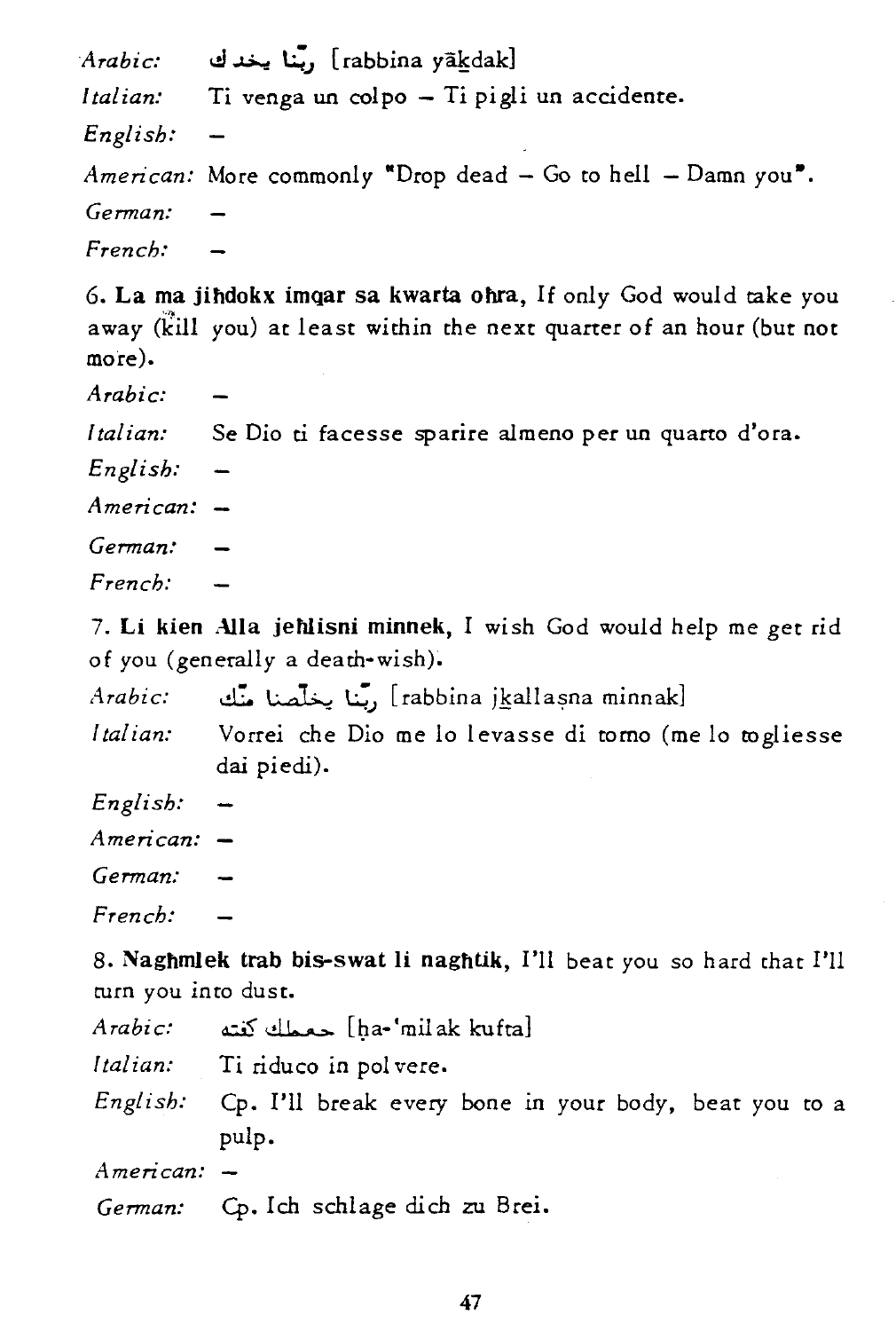*Arabic:* ربنا ياخدك [rabbina yākdak]

*Italian:* Ti venga un colpo – Ti pigli un accidente.

*English:* –

*American:* More commonly "Drop dead – Go to hell – Damn you".

*German:* –

*French:* –

6. **La ma jiħdokx imqar sa kwarta oħra,** If only God would take you away (kill you) at least within the next quarter of an hour (but not more).

*Arabic:* –

*Italian:* Se Dio ti facesse sparire almeno per un quarto d'ora.

*English:* –

*American:* –

*German:* –

*French:* –

7. **Li kien Alla jeħlisni minnek,** I wish God would help me get rid of you (generally a death-wish).

*Arabic:* ربنا يخلصنا منك [rabbina jkallaṣna minnak]

*Italian:* Vorrei che Dio me lo levasse di torno (me lo togliesse dai piedi).

*English:* –

*American:* –

*German:* –

*French:* –

8. **Nagħmlek trab bis-swat li nagħtik,** I'll beat you so hard that I'll turn you into dust.

*Arabic:* حعملك كفتة [ḥa-'milak kufta]

*Italian:* Ti riduco in polvere.

*English:* Cp. I'll break every bone in your body, beat you to a pulp.

*American:* –

*German:* Cp. Ich schlage dich zu Brei.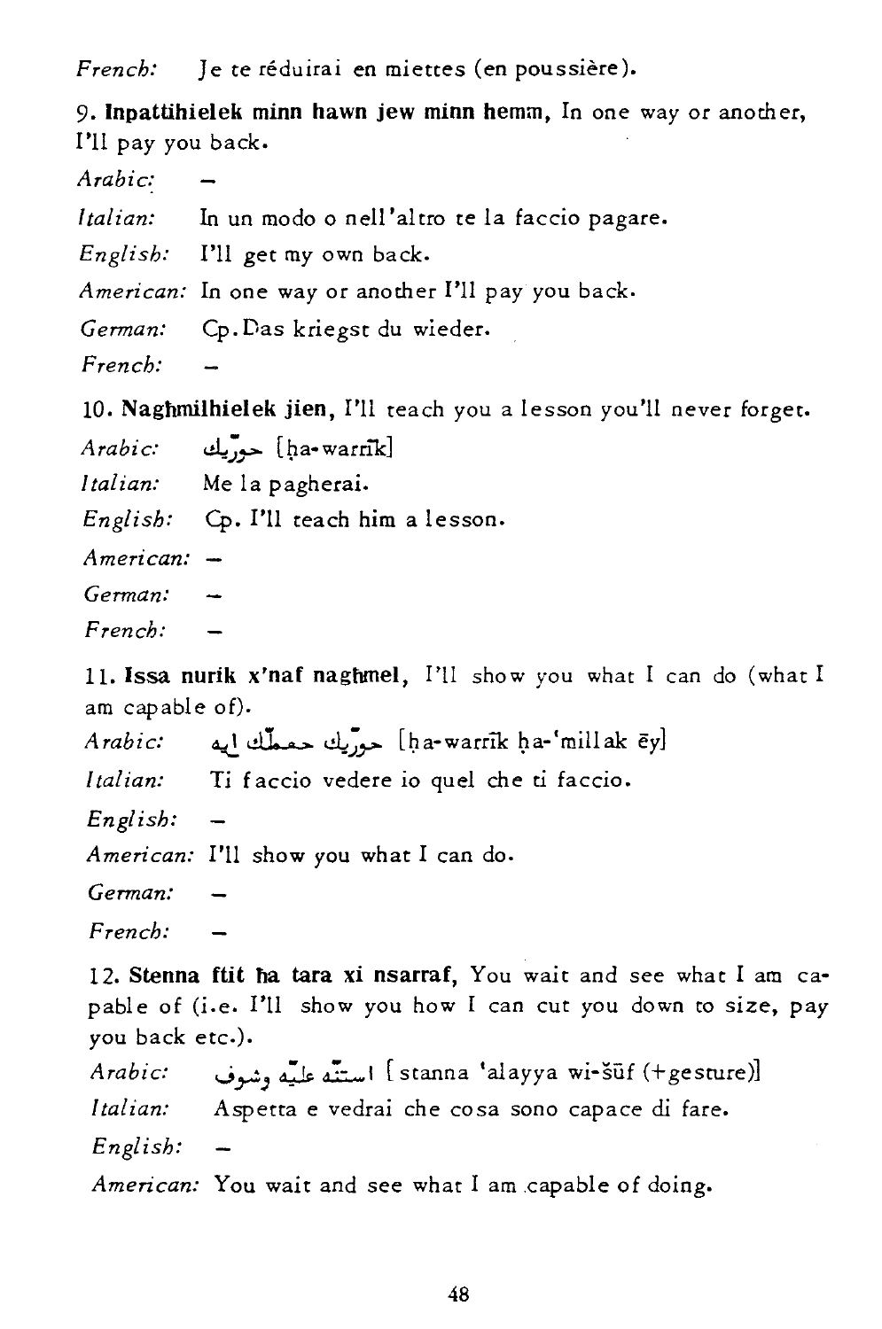*French:* Je te réduirai en miettes (en poussière).

9. **Inpattihielek minn hawn jew minn hemm,** In one way or another, I'll pay you back.

*Arabic:* –

*Italian:* In un modo o nell'altro te la faccio pagare.

*English:* I'll get my own back.

*American:* In one way or another I'll pay you back.

*German:* Cp. Das kriegst du wieder.

*French:* –

10. **Naghmilhielek jien,** I'll teach you a lesson you'll never forget.

*Arabic:* حورّيك [ḥa-warrīk]

*Italian:* Me la pagherai.

*English:* Cp. I'll teach him a lesson.

*American:* –

*German:* –

*French:* –

11. **Issa nurik x'naf naghmel,** I'll show you what I can do (what I am capable of).

*Arabic:* حورّيك حعملّك ايه [ḥa-warrīk ḥa-'millak ēy]

*Italian:* Ti faccio vedere io quel che ti faccio.

*English:* –

*American:* I'll show you what I can do.

*German:* –

*French:* –

12. **Stenna ftit ha tara xi nsarraf,** You wait and see what I am capable of (i.e. I'll show you how I can cut you down to size, pay you back etc.).

*Arabic:* استنّه عليّه وشوف [stanna 'alayya wi-šūf (+gesture)]

*Italian:* Aspetta e vedrai che cosa sono capace di fare.

*English:* –

*American:* You wait and see what I am capable of doing.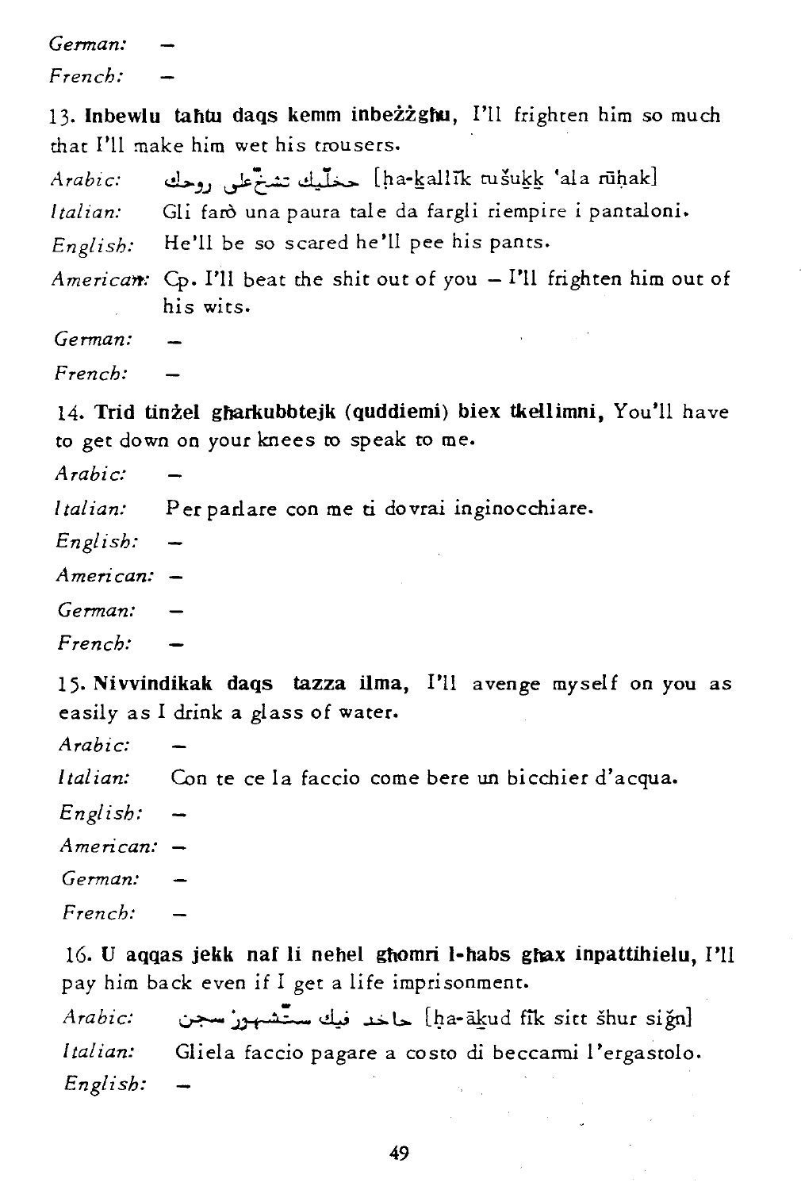*German:* –

*French:* –

13. **Inbewlu taħtu daqs kemm inbeżżgħu,** I'll frighten him so much that I'll make him wet his trousers.

*Arabic:* حخليك تشخ على روحك [ḥa-kallīk tušukk 'ala rūḥak]

*Italian:* Gli farò una paura tale da fargli riempire i pantaloni.

*English:* He'll be so scared he'll pee his pants.

*American:* Cp. I'll beat the shit out of you – I'll frighten him out of his wits.

*German:* –

*French:* –

14. **Trid tinżel għarkubbtejk (quddiemi) biex tkellimni,** You'll have to get down on your knees to speak to me.

*Arabic:* –

*Italian:* Per parlare con me ti dovrai inginocchiare.

*English:* –

*American:* –

*German:* –

*French:* –

15. **Nivvindikak daqs tazza ilma,** I'll avenge myself on you as easily as I drink a glass of water.

*Arabic:* –

*Italian:* Con te ce la faccio come bere un bicchier d'acqua.

*English:* –

*American:* –

*German:* –

*French:* –

16. **U aqqas jekk naf li neħel għomri l-ħabs għax inpattiħielu,** I'll pay him back even if I get a life imprisonment.

*Arabic:* حاخد فيك ستّشهور سجن [ḥa-ākud fīk sitt šhur sign]

*Italian:* Gliela faccio pagare a costo di beccarmi l'ergastolo.

*English:* –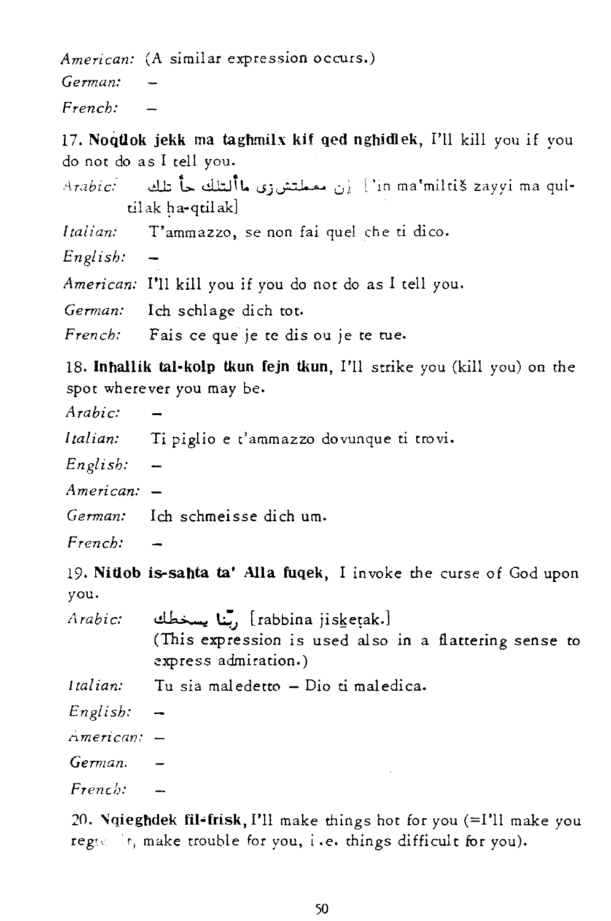*American:* (A similar expression occurs.)

*German:* –

*French:* –

17. **Noqtlok jekk ma taghmilx kif qed nghidlek**, I'll kill you if you do not do as I tell you.

*Arabic:* إن معملتش زي ماقلتلك حا قتلك ['in ma'miltiš zayyi ma qul-tilak ḥa-qtilak]

*Italian:* T'ammazzo, se non fai quel che ti dico.

*English:* –

*American:* I'll kill you if you do not do as I tell you.

*German:* Ich schlage dich tot.

*French:* Fais ce que je te dis ou je te tue.

18. **Inhallik tal-kolp tkun fejn tkun**, I'll strike you (kill you) on the spot wherever you may be.

*Arabic:* –

*Italian:* Ti piglio e t'ammazzo dovunque ti trovi.

*English:* –

*American:* –

*German:* Ich schmeisse dich um.

*French:* –

19. **Nitlob is-sahta ta' Alla fuqek**, I invoke the curse of God upon you.

*Arabic:* ربّنا يسخطك [rabbina jiskeṭak.]
(This expression is used also in a flattering sense to express admiration.)

*Italian:* Tu sia maledetto – Dio ti maledica.

*English:* –

*American:* –

*German.* –

*French:* –

20. **Nqieghdek fil-frisk**, I'll make things hot for you (=I'll make you reg r, make trouble for you, i.e. things difficult for you).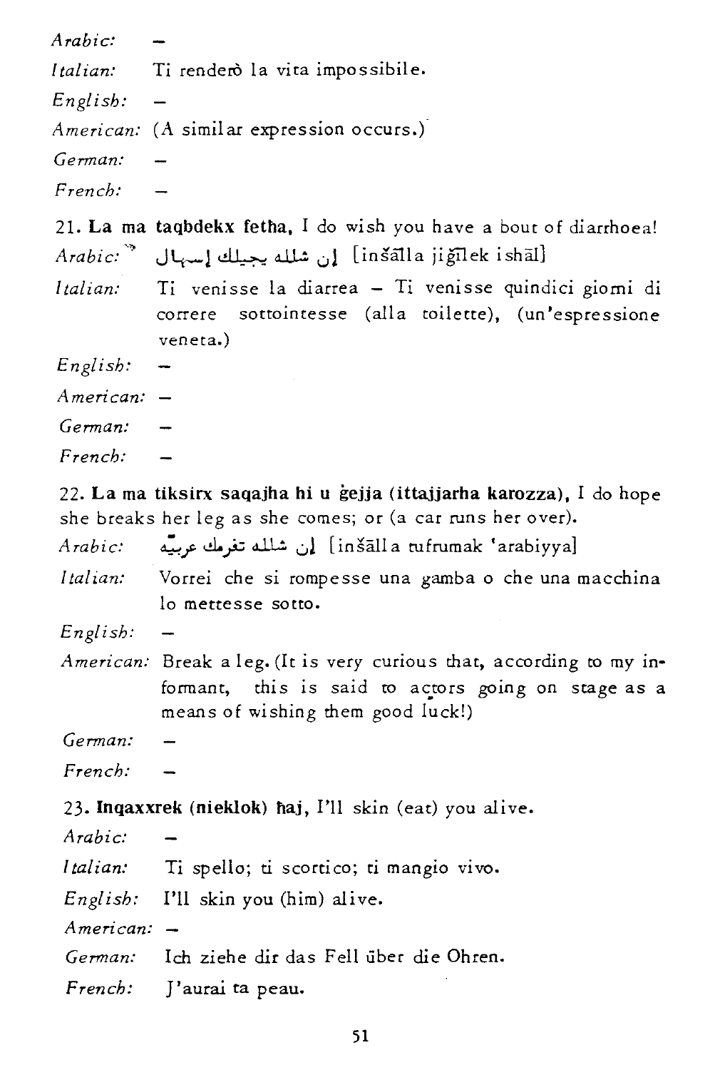*Arabic:* –

*Italian:* Ti renderò la vita impossibile.

*English:* –

*American:* (A similar expression occurs.)

*German:* –

*French:* –

21. **La ma taqbdekx fetħa,** I do wish you have a bout of diarrhoea!

*Arabic:* إن شالله يجيلك إسهال [inšālla jiğīlek ishāl]

*Italian:* Ti venisse la diarrea – Ti venisse quindici giorni di correre sottointesse (alla toilette), (un'espressione veneta.)

*English:* –

*American:* –

*German:* –

*French:* –

22. **La ma tiksirx saqajha hi u ġejja (ittajjarha karozza),** I do hope she breaks her leg as she comes; or (a car runs her over).

*Arabic:* إن شالله تفرمك عربيّة [inšālla tufrumak 'arabiyya]

*Italian:* Vorrei che si rompesse una gamba o che una macchina lo mettesse sotto.

*English:* –

*American:* Break a leg. (It is very curious that, according to my informant, this is said to actors going on stage as a means of wishing them good luck!)

*German:* –

*French:* –

23. **Inqaxxrek (nieklok) ħaj,** I'll skin (eat) you alive.

*Arabic:* –

*Italian:* Ti spello; ti scortico; ti mangio vivo.

*English:* I'll skin you (him) alive.

*American:* –

*German:* Ich ziehe dir das Fell über die Ohren.

*French:* J'aurai ta peau.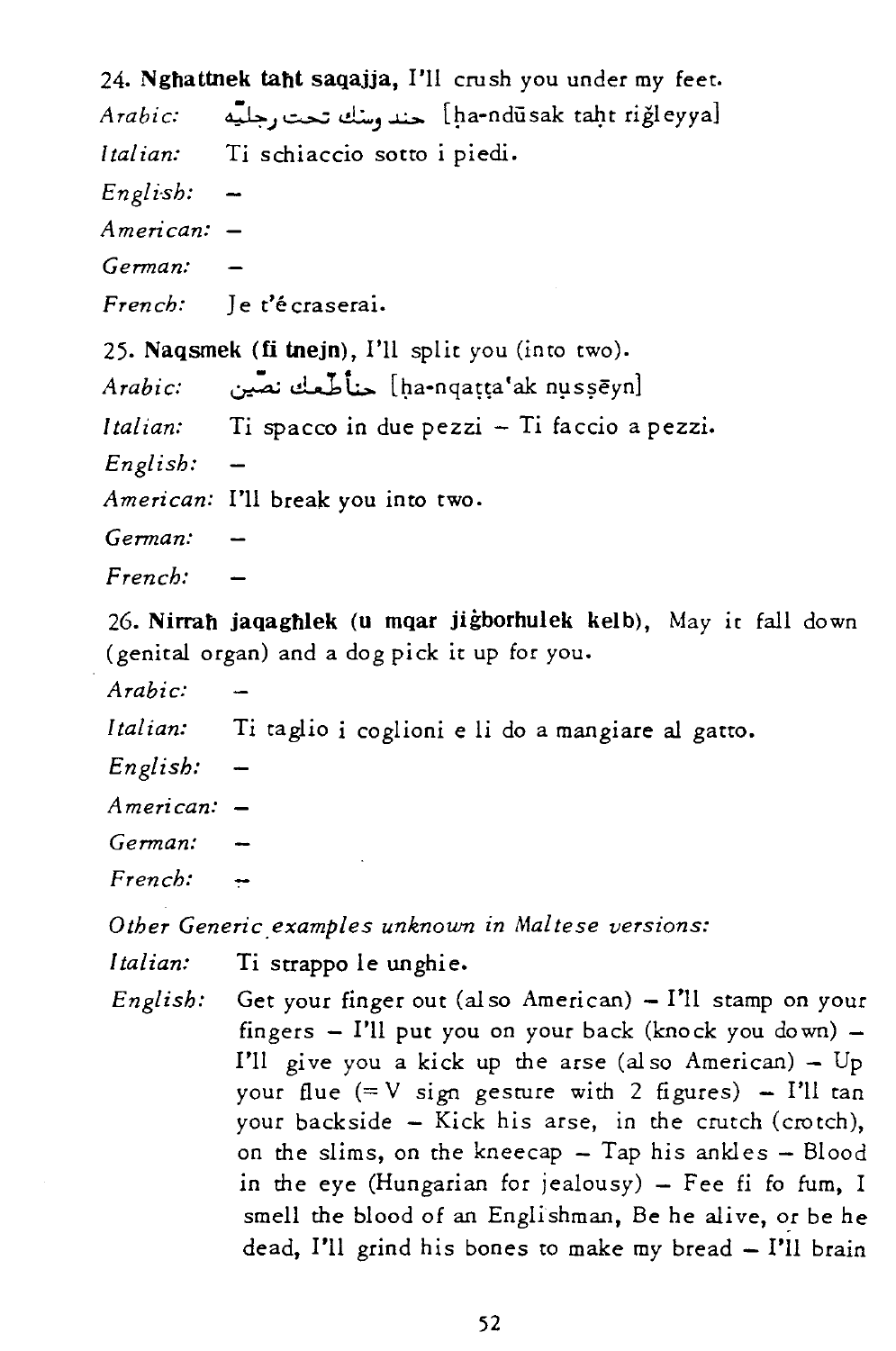24. **Ngħattnek taħt saqajja**, I'll crush you under my feet.

*Arabic:* حندوسك تحت رجليه [ḥa-ndūsak taḥt riğleyya]

*Italian:* Ti schiaccio sotto i piedi.

*English:* –

*American:* –

*German:* –

*French:* Je t'écraserai.

25. **Naqsmek (fi tnejn)**, I'll split you (into two).

*Arabic:* حنقطعك نصين [ḥa-nqaṭṭa'ak nuṣṣēyn]

*Italian:* Ti spacco in due pezzi – Ti faccio a pezzi.

*English:* –

*American:* I'll break you into two.

*German:* –

*French:* –

26. **Nirraħ jaqagħlek (u mqar jiġborhulek kelb)**, May it fall down (genital organ) and a dog pick it up for you.

*Arabic:* –

*Italian:* Ti taglio i coglioni e li do a mangiare al gatto.

*English:* –

*American:* –

*German:* –

*French:* –

*Other Generic examples unknown in Maltese versions:*

*Italian:* Ti strappo le unghie.

*English:* Get your finger out (also American) – I'll stamp on your fingers – I'll put you on your back (knock you down) – I'll give you a kick up the arse (also American) – Up your flue (= V sign gesture with 2 figures) – I'll tan your backside – Kick his arse, in the crutch (crotch), on the slims, on the kneecap – Tap his ankles – Blood in the eye (Hungarian for jealousy) – Fee fi fo fum, I smell the blood of an Englishman, Be he alive, or be he dead, I'll grind his bones to make my bread – I'll brain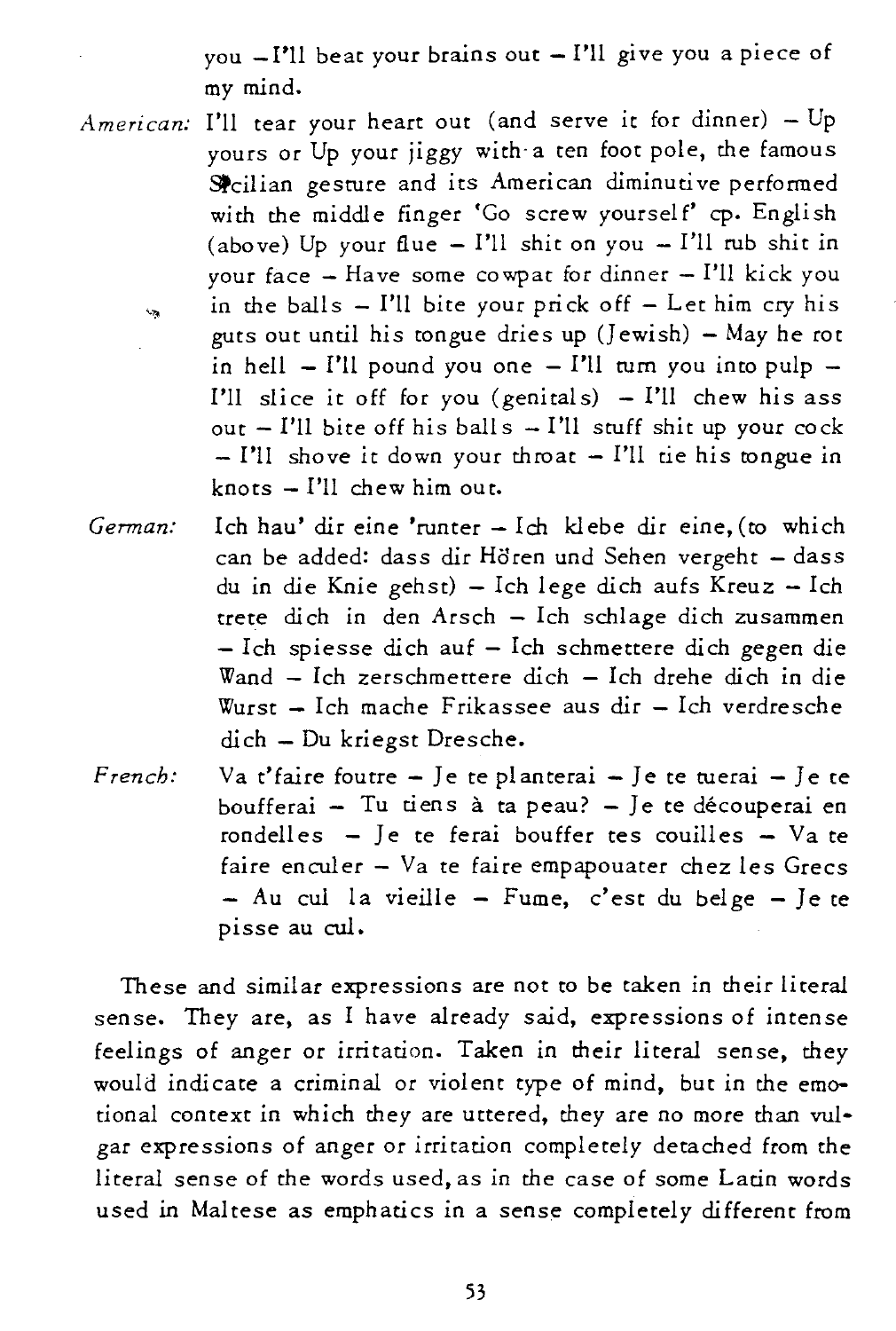you – I'll beat your brains out – I'll give you a piece of my mind.

*American:* I'll tear your heart out (and serve it for dinner) – Up yours or Up your jiggy with a ten foot pole, the famous Sicilian gesture and its American diminutive performed with the middle finger 'Go screw yourself' cp. English (above) Up your flue – I'll shit on you – I'll rub shit in your face – Have some cowpat for dinner – I'll kick you in the balls – I'll bite your prick off – Let him cry his guts out until his tongue dries up (Jewish) – May he rot in hell – I'll pound you one – I'll turn you into pulp – I'll slice it off for you (genitals) – I'll chew his ass out – I'll bite off his balls – I'll stuff shit up your cock – I'll shove it down your throat – I'll tie his tongue in knots – I'll chew him out.

*German:* Ich hau' dir eine 'runter – Ich klebe dir eine, (to which can be added: dass dir Hören und Sehen vergeht – dass du in die Knie gehst) – Ich lege dich aufs Kreuz – Ich trete dich in den Arsch – Ich schlage dich zusammen – Ich spiesse dich auf – Ich schmettere dich gegen die Wand – Ich zerschmettere dich – Ich drehe dich in die Wurst – Ich mache Frikassee aus dir – Ich verdresche dich – Du kriegst Dresche.

*French:* Va t'faire foutre – Je te planterai – Je te tuerai – Je te boufferai – Tu tiens à ta peau? – Je te découperai en rondelles – Je te ferai bouffer tes couilles – Va te faire enculer – Va te faire empapouater chez les Grecs – Au cul la vieille – Fume, c'est du belge – Je te pisse au cul.

These and similar expressions are not to be taken in their literal sense. They are, as I have already said, expressions of intense feelings of anger or irritation. Taken in their literal sense, they would indicate a criminal or violent type of mind, but in the emotional context in which they are uttered, they are no more than vulgar expressions of anger or irritation completely detached from the literal sense of the words used, as in the case of some Latin words used in Maltese as emphatics in a sense completely different from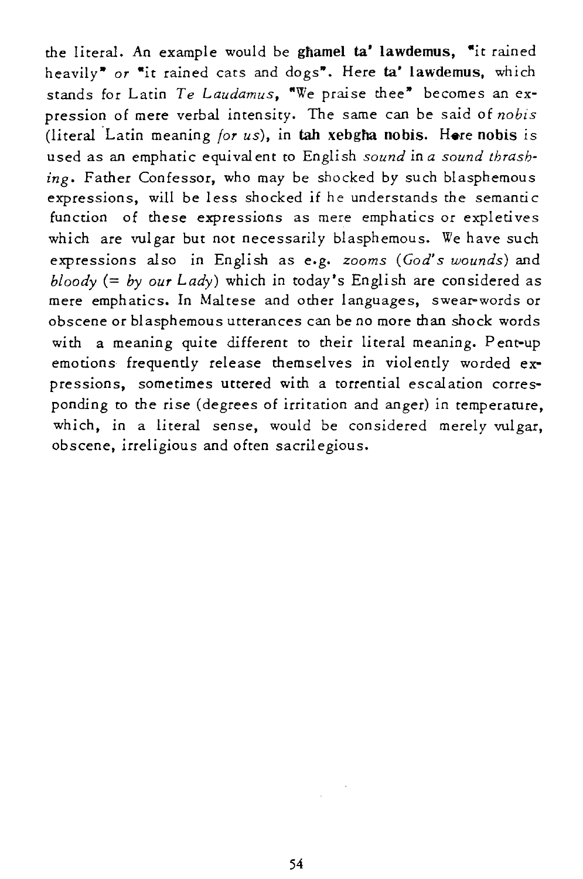the literal. An example would be **għamel ta' lawdemus**, "it rained heavily" *or* "it rained cats and dogs". Here **ta' lawdemus**, which stands for Latin *Te Laudamus*, "We praise thee" becomes an expression of mere verbal intensity. The same can be said of *nobis* (literal Latin meaning *for us*), in **tah xebgħa nobis**. Here **nobis** is used as an emphatic equivalent to English *sound* in *a sound thrashing*. Father Confessor, who may be shocked by such blasphemous expressions, will be less shocked if he understands the semantic function of these expressions as mere emphatics or expletives which are vulgar but not necessarily blasphemous. We have such expressions also in English as e.g. *zooms* (*God's wounds*) and *bloody* (= *by our Lady*) which in today's English are considered as mere emphatics. In Maltese and other languages, swear-words or obscene or blasphemous utterances can be no more than shock words with a meaning quite different to their literal meaning. Pent-up emotions frequently release themselves in violently worded expressions, sometimes uttered with a torrential escalation corresponding to the rise (degrees of irritation and anger) in temperature, which, in a literal sense, would be considered merely vulgar, obscene, irreligious and often sacrilegious.